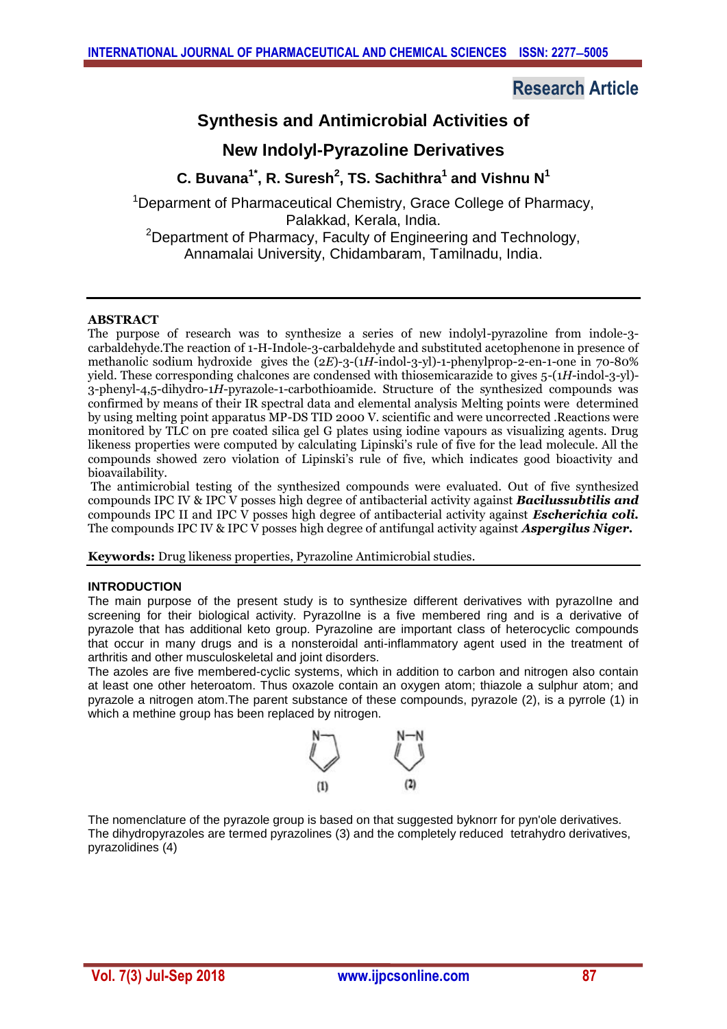Research Article

# Synthesis and Antimicrobial Activities of New Indolyl-Pyrazoline Derivatives

**C. Buvana[1*], R. Suresh[2], TS. Sachithra[1] and Vishnu N[1]**

[1]Deparment of Pharmaceutical Chemistry, Grace College of Pharmacy, Palakkad, Kerala, India.
[2]Department of Pharmacy, Faculty of Engineering and Technology, Annamalai University, Chidambaram, Tamilnadu, India.

## ABSTRACT

The purpose of research was to synthesize a series of new indolyl-pyrazoline from indole-3-carbaldehyde.The reaction of 1-H-Indole-3-carbaldehyde and substituted acetophenone in presence of methanolic sodium hydroxide gives the (2*E*)-3-(1*H*-indol-3-yl)-1-phenylprop-2-en-1-one in 70-80% yield. These corresponding chalcones are condensed with thiosemicarazide to gives 5-(1*H*-indol-3-yl)-3-phenyl-4,5-dihydro-1*H*-pyrazole-1-carbothioamide. Structure of the synthesized compounds was confirmed by means of their IR spectral data and elemental analysis Melting points were determined by using melting point apparatus MP-DS TID 2000 V. scientific and were uncorrected .Reactions were monitored by TLC on pre coated silica gel G plates using iodine vapours as visualizing agents. Drug likeness properties were computed by calculating Lipinski's rule of five for the lead molecule. All the compounds showed zero violation of Lipinski's rule of five, which indicates good bioactivity and bioavailability.

The antimicrobial testing of the synthesized compounds were evaluated. Out of five synthesized compounds IPC IV & IPC V posses high degree of antibacterial activity against ***Bacilussubtilis and*** compounds IPC II and IPC V posses high degree of antibacterial activity against ***Escherichia coli.*** The compounds IPC IV & IPC V posses high degree of antifungal activity against ***Aspergilus Niger.***

**Keywords:** Drug likeness properties, Pyrazoline Antimicrobial studies.

## INTRODUCTION

The main purpose of the present study is to synthesize different derivatives with pyrazolIne and screening for their biological activity. PyrazolIne is a five membered ring and is a derivative of pyrazole that has additional keto group. Pyrazoline are important class of heterocyclic compounds that occur in many drugs and is a nonsteroidal anti-inflammatory agent used in the treatment of arthritis and other musculoskeletal and joint disorders.

The azoles are five membered-cyclic systems, which in addition to carbon and nitrogen also contain at least one other heteroatom. Thus oxazole contain an oxygen atom; thiazole a sulphur atom; and pyrazole a nitrogen atom.The parent substance of these compounds, pyrazole (2), is a pyrrole (1) in which a methine group has been replaced by nitrogen.

(1) (2)

The nomenclature of the pyrazole group is based on that suggested byknorr for pyn'ole derivatives. The dihydropyrazoles are termed pyrazolines (3) and the completely reduced tetrahydro derivatives, pyrazolidines (4)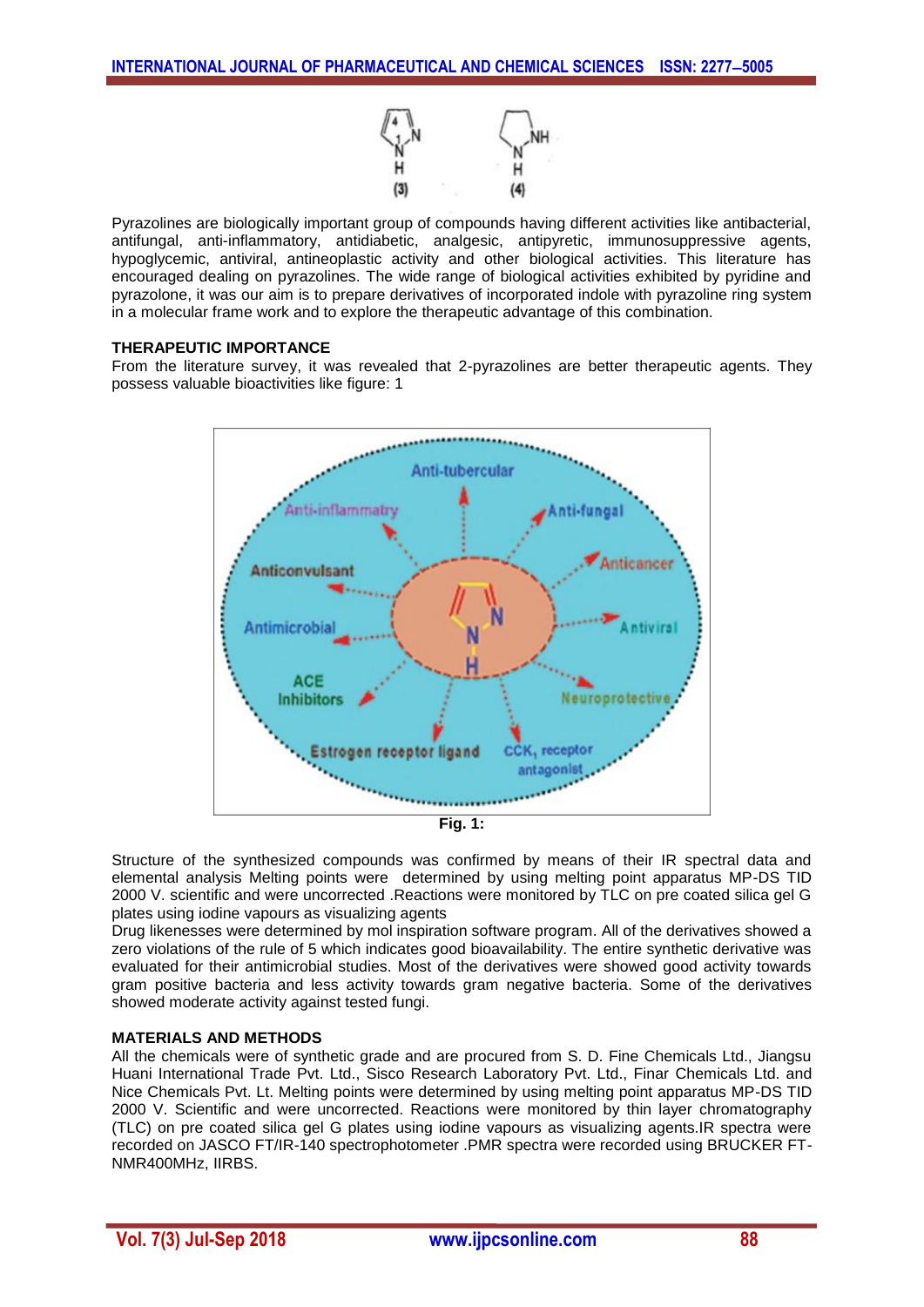Pyrazolines are biologically important group of compounds having different activities like antibacterial, antifungal, anti-inflammatory, antidiabetic, analgesic, antipyretic, immunosuppressive agents, hypoglycemic, antiviral, antineoplastic activity and other biological activities. This literature has encouraged dealing on pyrazolines. The wide range of biological activities exhibited by pyridine and pyrazolone, it was our aim is to prepare derivatives of incorporated indole with pyrazoline ring system in a molecular frame work and to explore the therapeutic advantage of this combination.

**THERAPEUTIC IMPORTANCE**

From the literature survey, it was revealed that 2-pyrazolines are better therapeutic agents. They possess valuable bioactivities like figure: 1

**Fig. 1:**

Structure of the synthesized compounds was confirmed by means of their IR spectral data and elemental analysis Melting points were determined by using melting point apparatus MP-DS TID 2000 V. scientific and were uncorrected .Reactions were monitored by TLC on pre coated silica gel G plates using iodine vapours as visualizing agents

Drug likenesses were determined by mol inspiration software program. All of the derivatives showed a zero violations of the rule of 5 which indicates good bioavailability. The entire synthetic derivative was evaluated for their antimicrobial studies. Most of the derivatives were showed good activity towards gram positive bacteria and less activity towards gram negative bacteria. Some of the derivatives showed moderate activity against tested fungi.

**MATERIALS AND METHODS**

All the chemicals were of synthetic grade and are procured from S. D. Fine Chemicals Ltd., Jiangsu Huani International Trade Pvt. Ltd., Sisco Research Laboratory Pvt. Ltd., Finar Chemicals Ltd. and Nice Chemicals Pvt. Lt. Melting points were determined by using melting point apparatus MP-DS TID 2000 V. Scientific and were uncorrected. Reactions were monitored by thin layer chromatography (TLC) on pre coated silica gel G plates using iodine vapours as visualizing agents.IR spectra were recorded on JASCO FT/IR-140 spectrophotometer .PMR spectra were recorded using BRUCKER FT-NMR400MHz, IIRBS.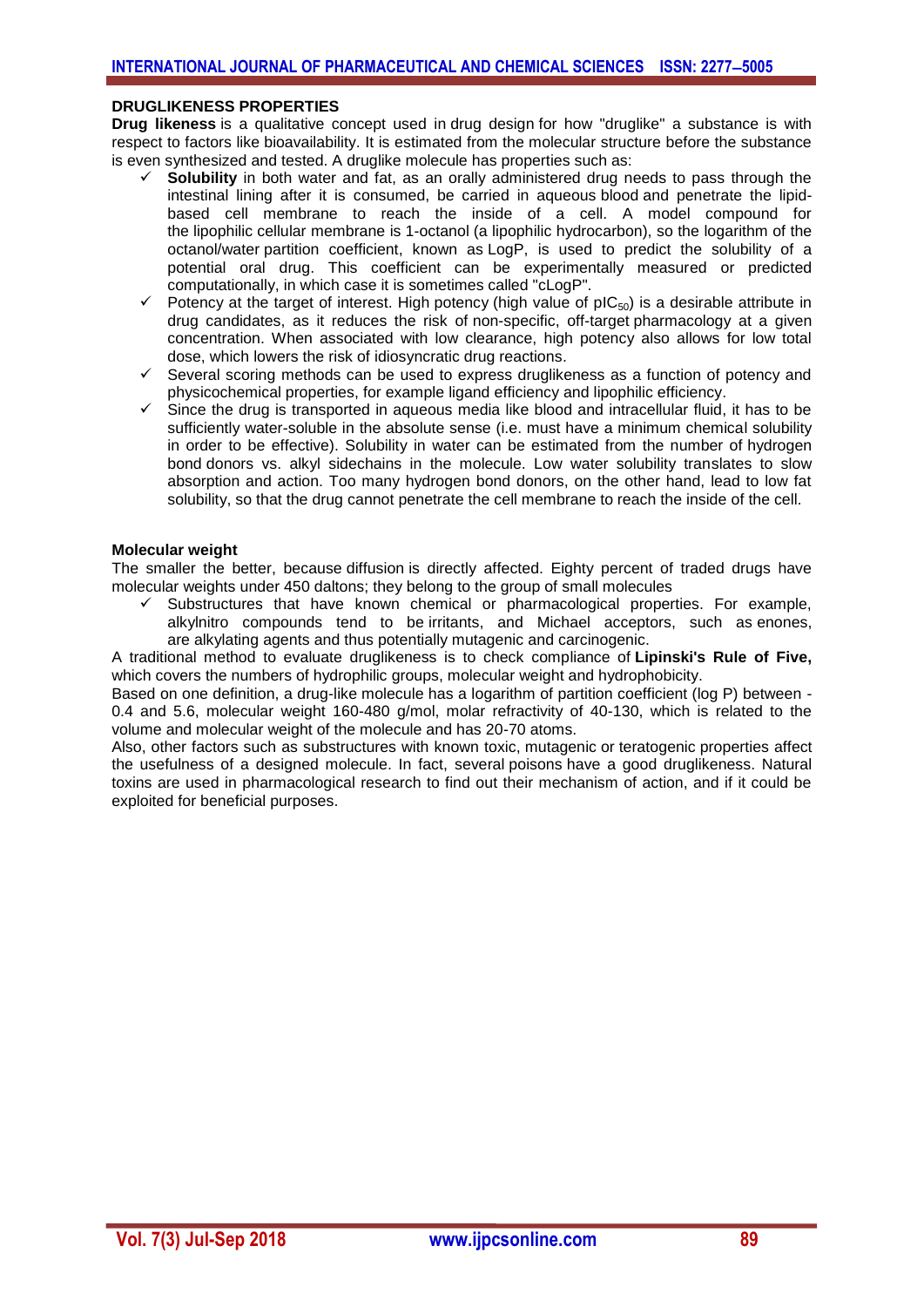## DRUGLIKENESS PROPERTIES

**Drug likeness** is a qualitative concept used in drug design for how "druglike" a substance is with respect to factors like bioavailability. It is estimated from the molecular structure before the substance is even synthesized and tested. A druglike molecule has properties such as:

- ✓ **Solubility** in both water and fat, as an orally administered drug needs to pass through the intestinal lining after it is consumed, be carried in aqueous blood and penetrate the lipid-based cell membrane to reach the inside of a cell. A model compound for the lipophilic cellular membrane is 1-octanol (a lipophilic hydrocarbon), so the logarithm of the octanol/water partition coefficient, known as LogP, is used to predict the solubility of a potential oral drug. This coefficient can be experimentally measured or predicted computationally, in which case it is sometimes called "cLogP".
- ✓ Potency at the target of interest. High potency (high value of $pIC_{50}$) is a desirable attribute in drug candidates, as it reduces the risk of non-specific, off-target pharmacology at a given concentration. When associated with low clearance, high potency also allows for low total dose, which lowers the risk of idiosyncratic drug reactions.
- ✓ Several scoring methods can be used to express druglikeness as a function of potency and physicochemical properties, for example ligand efficiency and lipophilic efficiency.
- ✓ Since the drug is transported in aqueous media like blood and intracellular fluid, it has to be sufficiently water-soluble in the absolute sense (i.e. must have a minimum chemical solubility in order to be effective). Solubility in water can be estimated from the number of hydrogen bond donors vs. alkyl sidechains in the molecule. Low water solubility translates to slow absorption and action. Too many hydrogen bond donors, on the other hand, lead to low fat solubility, so that the drug cannot penetrate the cell membrane to reach the inside of the cell.

### Molecular weight

The smaller the better, because diffusion is directly affected. Eighty percent of traded drugs have molecular weights under 450 daltons; they belong to the group of small molecules

- ✓ Substructures that have known chemical or pharmacological properties. For example, alkylnitro compounds tend to be irritants, and Michael acceptors, such as enones, are alkylating agents and thus potentially mutagenic and carcinogenic.

A traditional method to evaluate druglikeness is to check compliance of **Lipinski's Rule of Five,** which covers the numbers of hydrophilic groups, molecular weight and hydrophobicity.

Based on one definition, a drug-like molecule has a logarithm of partition coefficient (log P) between -0.4 and 5.6, molecular weight 160-480 g/mol, molar refractivity of 40-130, which is related to the volume and molecular weight of the molecule and has 20-70 atoms.

Also, other factors such as substructures with known toxic, mutagenic or teratogenic properties affect the usefulness of a designed molecule. In fact, several poisons have a good druglikeness. Natural toxins are used in pharmacological research to find out their mechanism of action, and if it could be exploited for beneficial purposes.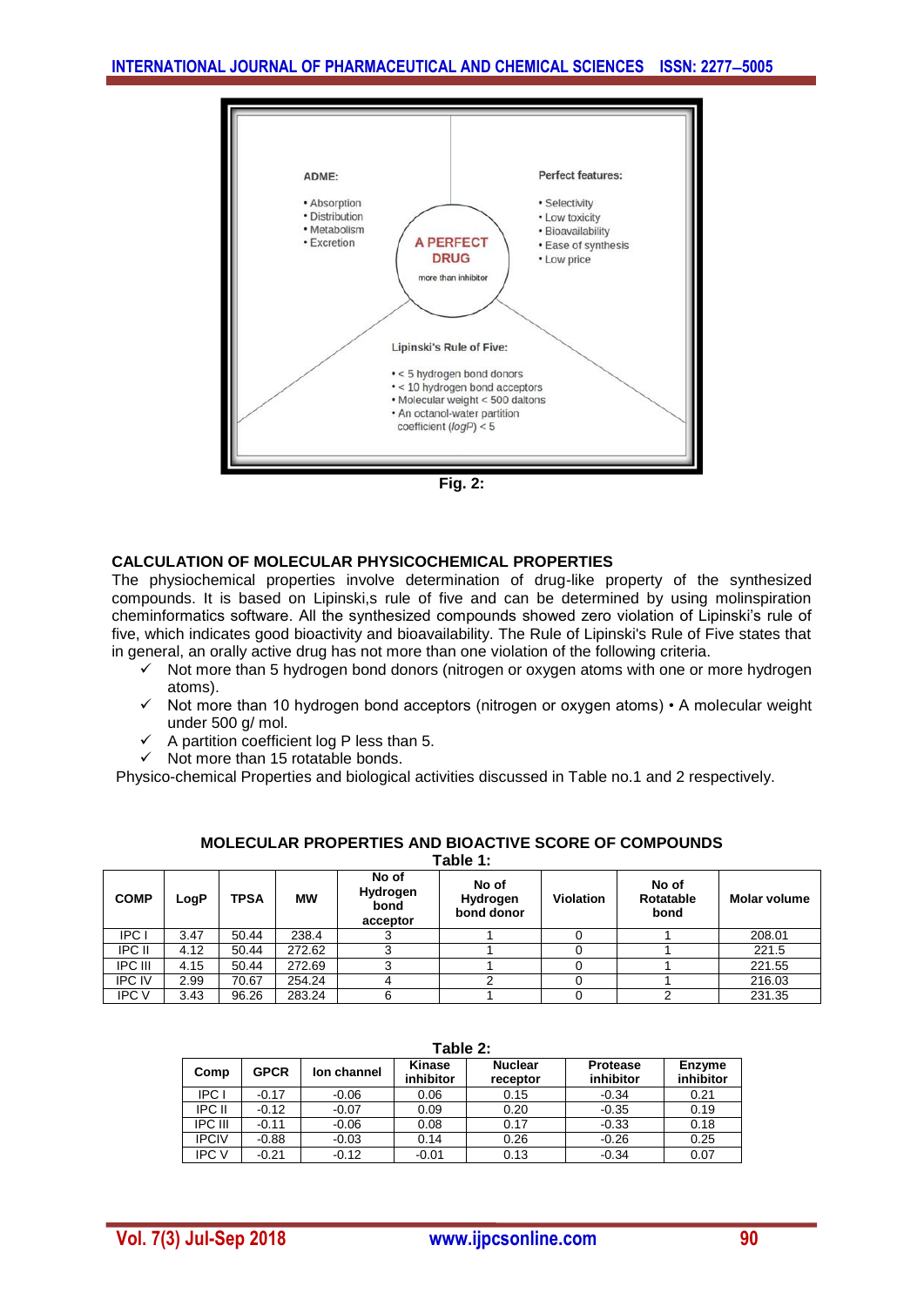ADME:

- Absorption
- Distribution
- Metabolism
- Excretion

A PERFECT DRUG

more than inhibitor

Perfect features:

- Selectivity
- Low toxicity
- Bioavailability
- Ease of synthesis
- Low price

Lipinski's Rule of Five:

- < 5 hydrogen bond donors
- < 10 hydrogen bond acceptors
- Molecular weight < 500 daltons
- An octanol-water partition coefficient (*logP*) < 5

**Fig. 2:**

## CALCULATION OF MOLECULAR PHYSICOCHEMICAL PROPERTIES

The physiochemical properties involve determination of drug-like property of the synthesized compounds. It is based on Lipinski,s rule of five and can be determined by using molinspiration cheminformatics software. All the synthesized compounds showed zero violation of Lipinski's rule of five, which indicates good bioactivity and bioavailability. The Rule of Lipinski's Rule of Five states that in general, an orally active drug has not more than one violation of the following criteria.

- ✓ Not more than 5 hydrogen bond donors (nitrogen or oxygen atoms with one or more hydrogen atoms).
- ✓ Not more than 10 hydrogen bond acceptors (nitrogen or oxygen atoms) • A molecular weight under 500 g/ mol.
- ✓ A partition coefficient log P less than 5.
- ✓ Not more than 15 rotatable bonds.

Physico-chemical Properties and biological activities discussed in Table no.1 and 2 respectively.

**MOLECULAR PROPERTIES AND BIOACTIVE SCORE OF COMPOUNDS**

**Table 1:**

| COMP | LogP | TPSA | MW | No of Hydrogen bond acceptor | No of Hydrogen bond donor | Violation | No of Rotatable bond | Molar volume |
|---|---|---|---|---|---|---|---|---|
| IPC I | 3.47 | 50.44 | 238.4 | 3 | 1 | 0 | 1 | 208.01 |
| IPC II | 4.12 | 50.44 | 272.62 | 3 | 1 | 0 | 1 | 221.5 |
| IPC III | 4.15 | 50.44 | 272.69 | 3 | 1 | 0 | 1 | 221.55 |
| IPC IV | 2.99 | 70.67 | 254.24 | 4 | 2 | 0 | 1 | 216.03 |
| IPC V | 3.43 | 96.26 | 283.24 | 6 | 1 | 0 | 2 | 231.35 |

**Table 2:**

| Comp | GPCR | Ion channel | Kinase inhibitor | Nuclear receptor | Protease inhibitor | Enzyme inhibitor |
|---|---|---|---|---|---|---|
| IPC I | -0.17 | -0.06 | 0.06 | 0.15 | -0.34 | 0.21 |
| IPC II | -0.12 | -0.07 | 0.09 | 0.20 | -0.35 | 0.19 |
| IPC III | -0.11 | -0.06 | 0.08 | 0.17 | -0.33 | 0.18 |
| IPCIV | -0.88 | -0.03 | 0.14 | 0.26 | -0.26 | 0.25 |
| IPC V | -0.21 | -0.12 | -0.01 | 0.13 | -0.34 | 0.07 |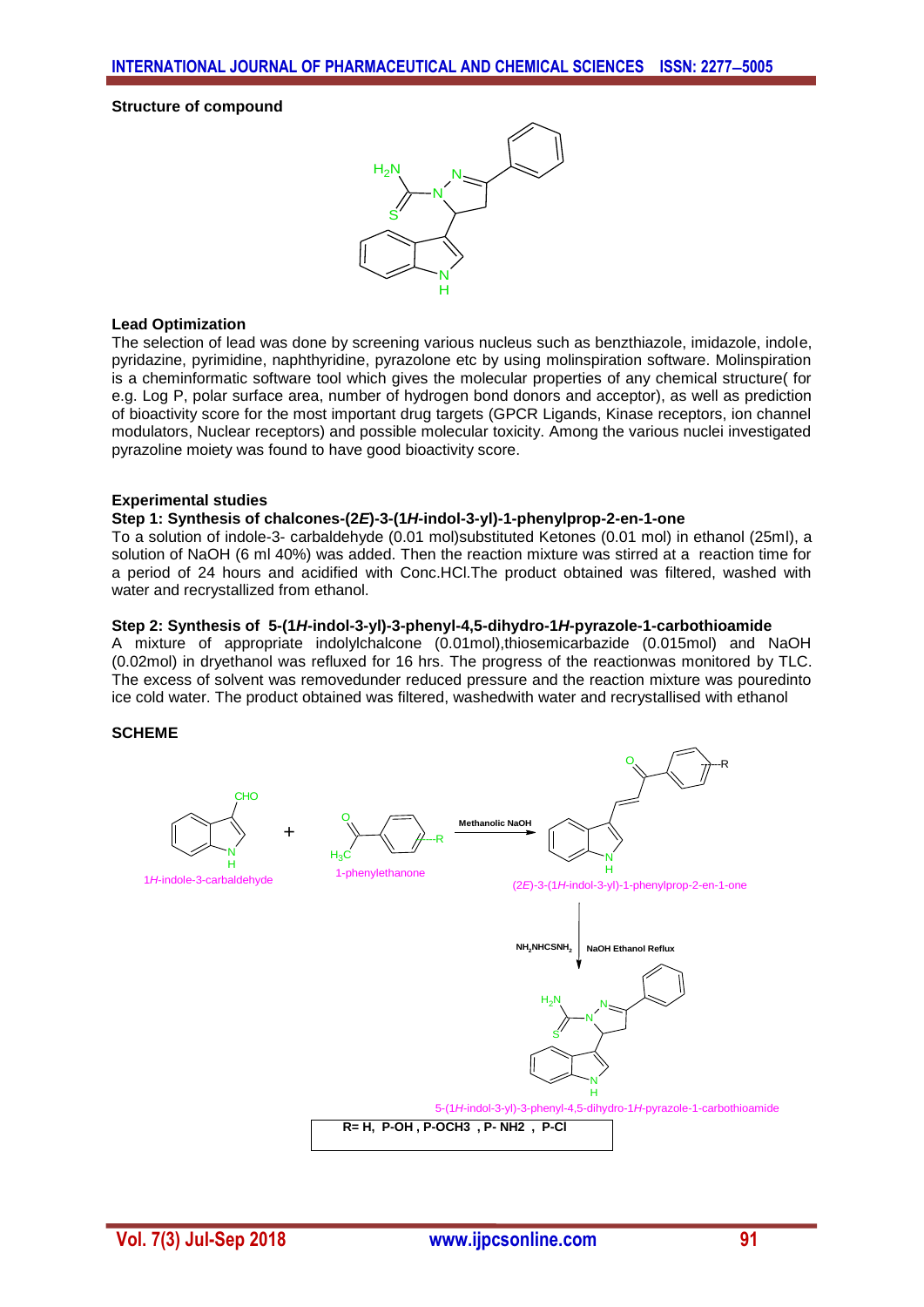**Structure of compound**

**Lead Optimization**

The selection of lead was done by screening various nucleus such as benzthiazole, imidazole, indole, pyridazine, pyrimidine, naphthyridine, pyrazolone etc by using molinspiration software. Molinspiration is a cheminformatic software tool which gives the molecular properties of any chemical structure( for e.g. Log P, polar surface area, number of hydrogen bond donors and acceptor), as well as prediction of bioactivity score for the most important drug targets (GPCR Ligands, Kinase receptors, ion channel modulators, Nuclear receptors) and possible molecular toxicity. Among the various nuclei investigated pyrazoline moiety was found to have good bioactivity score.

**Experimental studies**

**Step 1: Synthesis of chalcones-(2*E*)-3-(1*H*-indol-3-yl)-1-phenylprop-2-en-1-one**

To a solution of indole-3- carbaldehyde (0.01 mol)substituted Ketones (0.01 mol) in ethanol (25ml), a solution of NaOH (6 ml 40%) was added. Then the reaction mixture was stirred at a reaction time for a period of 24 hours and acidified with Conc.HCl.The product obtained was filtered, washed with water and recrystallized from ethanol.

**Step 2: Synthesis of 5-(1*H*-indol-3-yl)-3-phenyl-4,5-dihydro-1*H*-pyrazole-1-carbothioamide**

A mixture of appropriate indolylchalcone (0.01mol),thiosemicarbazide (0.015mol) and NaOH (0.02mol) in dryethanol was refluxed for 16 hrs. The progress of the reactionwas monitored by TLC. The excess of solvent was removedunder reduced pressure and the reaction mixture was pouredinto ice cold water. The product obtained was filtered, washedwith water and recrystallised with ethanol

**SCHEME**

1*H*-indole-3-carbaldehyde + 1-phenylethanone → (Methanolic NaOH) → (2*E*)-3-(1*H*-indol-3-yl)-1-phenylprop-2-en-1-one → ($NH_2NHCSNH_2$, NaOH Ethanol Reflux) → 5-(1*H*-indol-3-yl)-3-phenyl-4,5-dihydro-1*H*-pyrazole-1-carbothioamide

R= H, P-OH , P-OCH3 , P- NH2 , P-Cl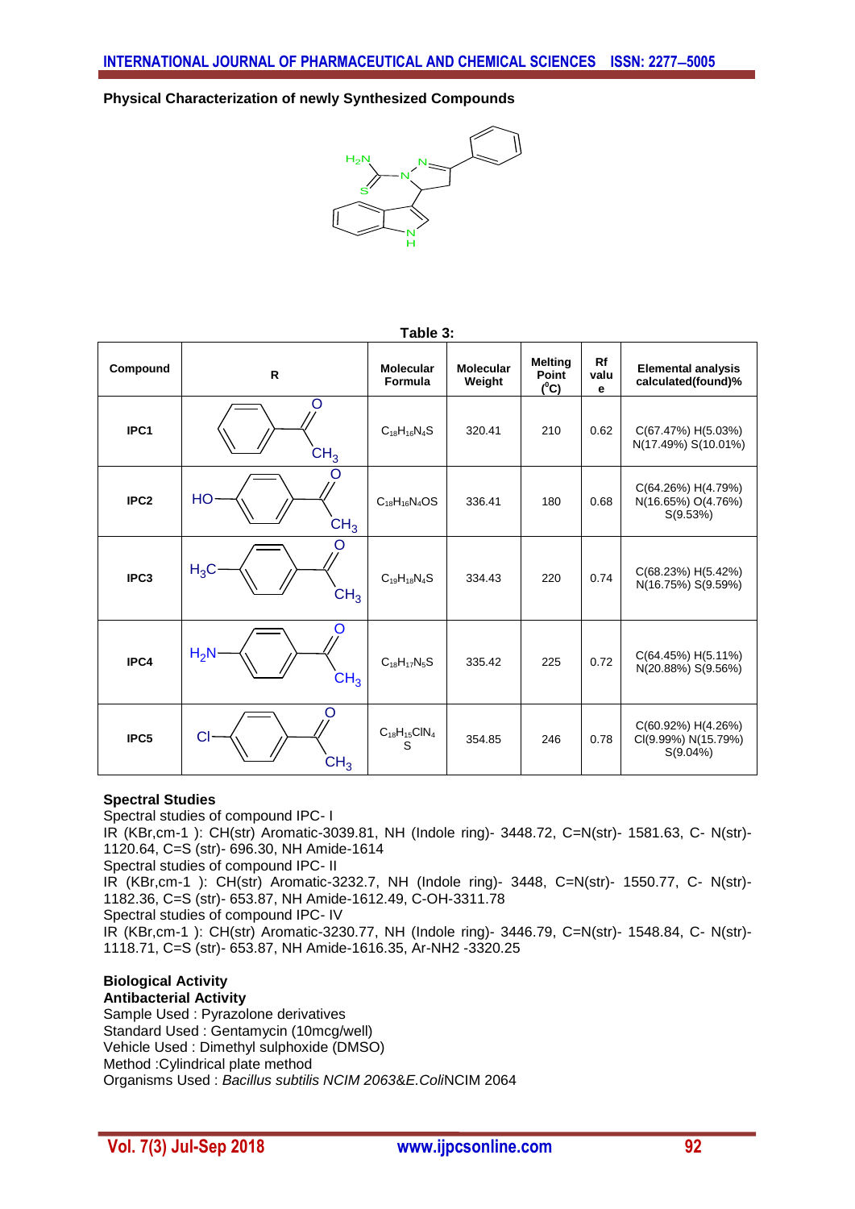**Physical Characterization of newly Synthesized Compounds**

**Table 3:**

| Compound | R | Molecular Formula | Molecular Weight | Melting Point ($^0$C) | Rf value | Elemental analysis calculated(found)% |
|---|---|---|---|---|---|---|
| IPC1 | | $C_{18}H_{16}N_4S$ | 320.41 | 210 | 0.62 | C(67.47%) H(5.03%) N(17.49%) S(10.01%) |
| IPC2 | HO | $C_{18}H_{16}N_4OS$ | 336.41 | 180 | 0.68 | C(64.26%) H(4.79%) N(16.65%) O(4.76%) S(9.53%) |
| IPC3 | $H_3C$ | $C_{19}H_{18}N_4S$ | 334.43 | 220 | 0.74 | C(68.23%) H(5.42%) N(16.75%) S(9.59%) |
| IPC4 | $H_2N$ | $C_{18}H_{17}N_5S$ | 335.42 | 225 | 0.72 | C(64.45%) H(5.11%) N(20.88%) S(9.56%) |
| IPC5 | Cl | $C_{18}H_{15}ClN_4S$ | 354.85 | 246 | 0.78 | C(60.92%) H(4.26%) Cl(9.99%) N(15.79%) S(9.04%) |

**Spectral Studies**

Spectral studies of compound IPC- I

IR (KBr,cm-1 ): CH(str) Aromatic-3039.81, NH (Indole ring)- 3448.72, C=N(str)- 1581.63, C- N(str)- 1120.64, C=S (str)- 696.30, NH Amide-1614

Spectral studies of compound IPC- II

IR (KBr,cm-1 ): CH(str) Aromatic-3232.7, NH (Indole ring)- 3448, C=N(str)- 1550.77, C- N(str)- 1182.36, C=S (str)- 653.87, NH Amide-1612.49, C-OH-3311.78

Spectral studies of compound IPC- IV

IR (KBr,cm-1 ): CH(str) Aromatic-3230.77, NH (Indole ring)- 3446.79, C=N(str)- 1548.84, C- N(str)- 1118.71, C=S (str)- 653.87, NH Amide-1616.35, Ar-NH2 -3320.25

**Biological Activity**

**Antibacterial Activity**

Sample Used : Pyrazolone derivatives

Standard Used : Gentamycin (10mcg/well)

Vehicle Used : Dimethyl sulphoxide (DMSO)

Method :Cylindrical plate method

Organisms Used : *Bacillus subtilis NCIM 2063&E.Coli*NCIM 2064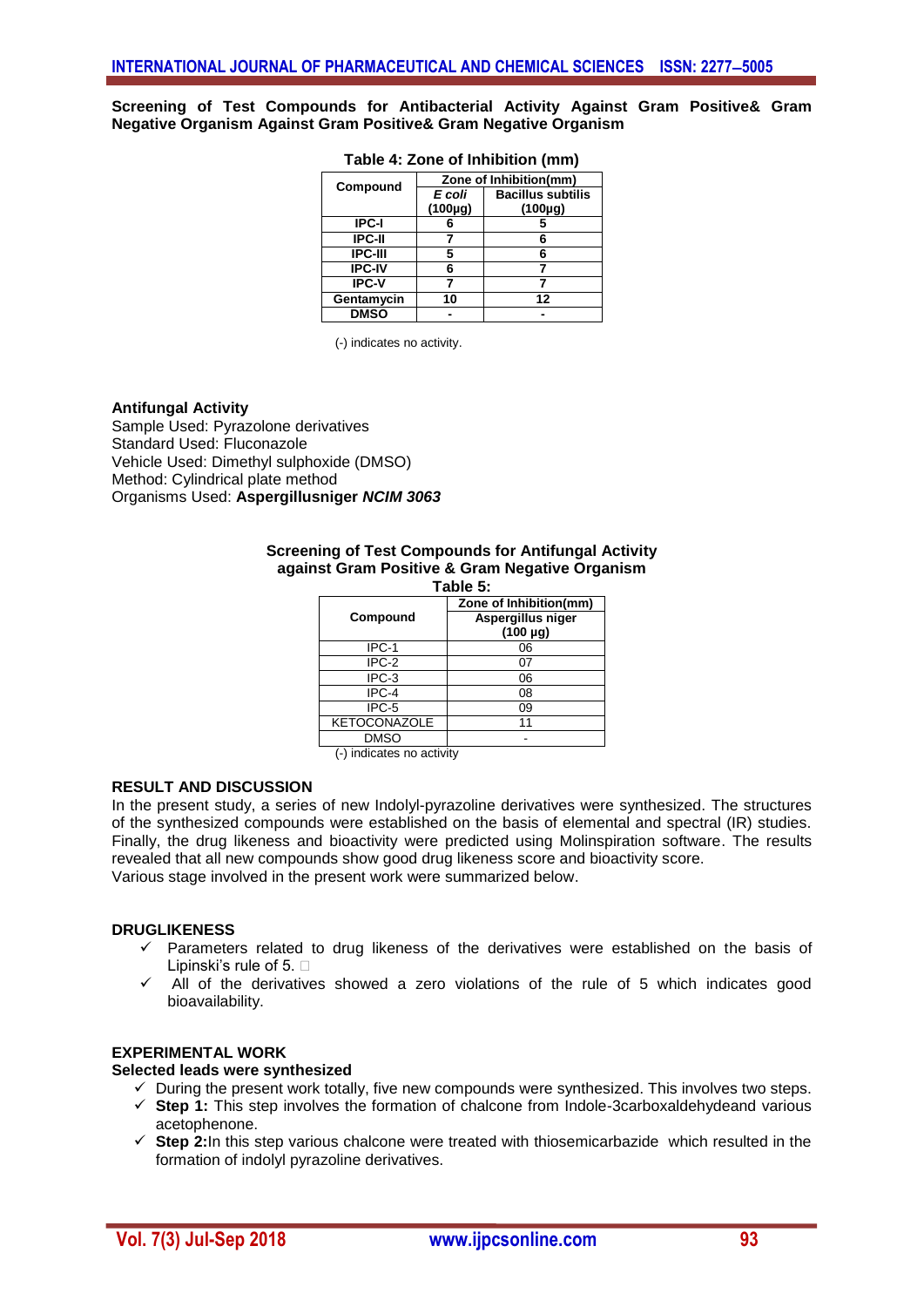**Screening of Test Compounds for Antibacterial Activity Against Gram Positive& Gram Negative Organism Against Gram Positive& Gram Negative Organism**

**Table 4: Zone of Inhibition (mm)**

| Compound | Zone of Inhibition(mm) | |
|---|---|---|
| | *E coli* (100µg) | Bacillus subtilis (100µg) |
| IPC-I | 6 | 5 |
| IPC-II | 7 | 6 |
| IPC-III | 5 | 6 |
| IPC-IV | 6 | 7 |
| IPC-V | 7 | 7 |
| Gentamycin | 10 | 12 |
| DMSO | - | - |

(-) indicates no activity.

**Antifungal Activity**
Sample Used: Pyrazolone derivatives
Standard Used: Fluconazole
Vehicle Used: Dimethyl sulphoxide (DMSO)
Method: Cylindrical plate method
Organisms Used: **Aspergillusniger *NCIM 3063***

**Screening of Test Compounds for Antifungal Activity against Gram Positive & Gram Negative Organism**
**Table 5:**

| Compound | Zone of Inhibition(mm) |
|---|---|
| | Aspergillus niger (100 µg) |
| IPC-1 | 06 |
| IPC-2 | 07 |
| IPC-3 | 06 |
| IPC-4 | 08 |
| IPC-5 | 09 |
| KETOCONAZOLE | 11 |
| DMSO | - |

(-) indicates no activity

## RESULT AND DISCUSSION

In the present study, a series of new Indolyl-pyrazoline derivatives were synthesized. The structures of the synthesized compounds were established on the basis of elemental and spectral (IR) studies. Finally, the drug likeness and bioactivity were predicted using Molinspiration software. The results revealed that all new compounds show good drug likeness score and bioactivity score.
Various stage involved in the present work were summarized below.

## DRUGLIKENESS

- ✓ Parameters related to drug likeness of the derivatives were established on the basis of Lipinski's rule of 5.
- ✓ All of the derivatives showed a zero violations of the rule of 5 which indicates good bioavailability.

## EXPERIMENTAL WORK

**Selected leads were synthesized**

- ✓ During the present work totally, five new compounds were synthesized. This involves two steps.
- ✓ **Step 1:** This step involves the formation of chalcone from Indole-3carboxaldehydeand various acetophenone.
- ✓ **Step 2:**In this step various chalcone were treated with thiosemicarbazide which resulted in the formation of indolyl pyrazoline derivatives.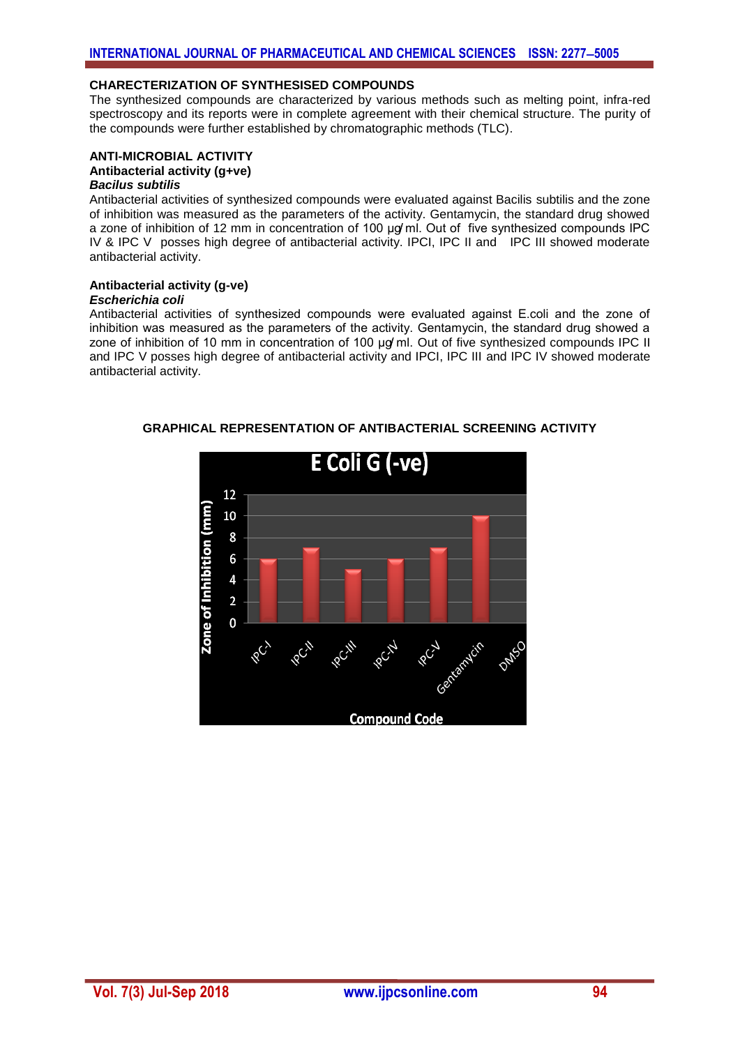### CHARECTERIZATION OF SYNTHESISED COMPOUNDS

The synthesized compounds are characterized by various methods such as melting point, infra-red spectroscopy and its reports were in complete agreement with their chemical structure. The purity of the compounds were further established by chromatographic methods (TLC).

### ANTI-MICROBIAL ACTIVITY

**Antibacterial activity (g+ve)**

***Bacilus subtilis***

Antibacterial activities of synthesized compounds were evaluated against Bacilis subtilis and the zone of inhibition was measured as the parameters of the activity. Gentamycin, the standard drug showed a zone of inhibition of 12 mm in concentration of 100 µg/ ml. Out of five synthesized compounds IPC IV & IPC V posses high degree of antibacterial activity. IPCI, IPC II and IPC III showed moderate antibacterial activity.

**Antibacterial activity (g-ve)**

***Escherichia coli***

Antibacterial activities of synthesized compounds were evaluated against E.coli and the zone of inhibition was measured as the parameters of the activity. Gentamycin, the standard drug showed a zone of inhibition of 10 mm in concentration of 100 µg/ ml. Out of five synthesized compounds IPC II and IPC V posses high degree of antibacterial activity and IPCI, IPC III and IPC IV showed moderate antibacterial activity.

**GRAPHICAL REPRESENTATION OF ANTIBACTERIAL SCREENING ACTIVITY**

E Coli G (-ve)

| Compound Code | Zone of Inhibition (mm) |
| --- | --- |
| IPC-I | 6 |
| IPC-II | 7 |
| IPC-III | 5 |
| IPC-IV | 6 |
| IPC-V | 7 |
| Gentamycin | 10 |
| DMSO | 0 |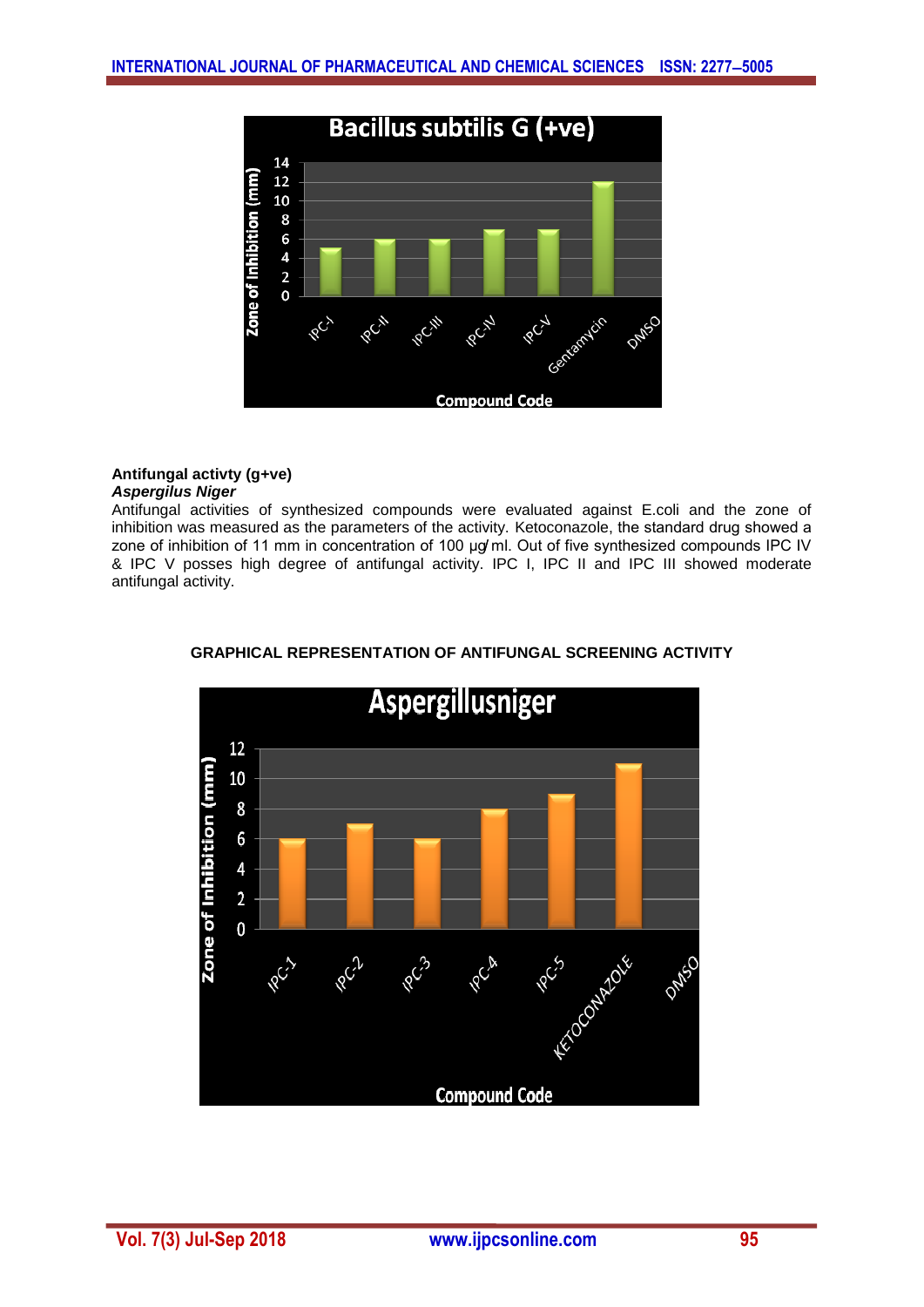**Antifungal activty (g+ve)**
***Aspergilus Niger***
Antifungal activities of synthesized compounds were evaluated against E.coli and the zone of inhibition was measured as the parameters of the activity. Ketoconazole, the standard drug showed a zone of inhibition of 11 mm in concentration of 100 µg/ml. Out of five synthesized compounds IPC IV & IPC V posses high degree of antifungal activity. IPC I, IPC II and IPC III showed moderate antifungal activity.

**GRAPHICAL REPRESENTATION OF ANTIFUNGAL SCREENING ACTIVITY**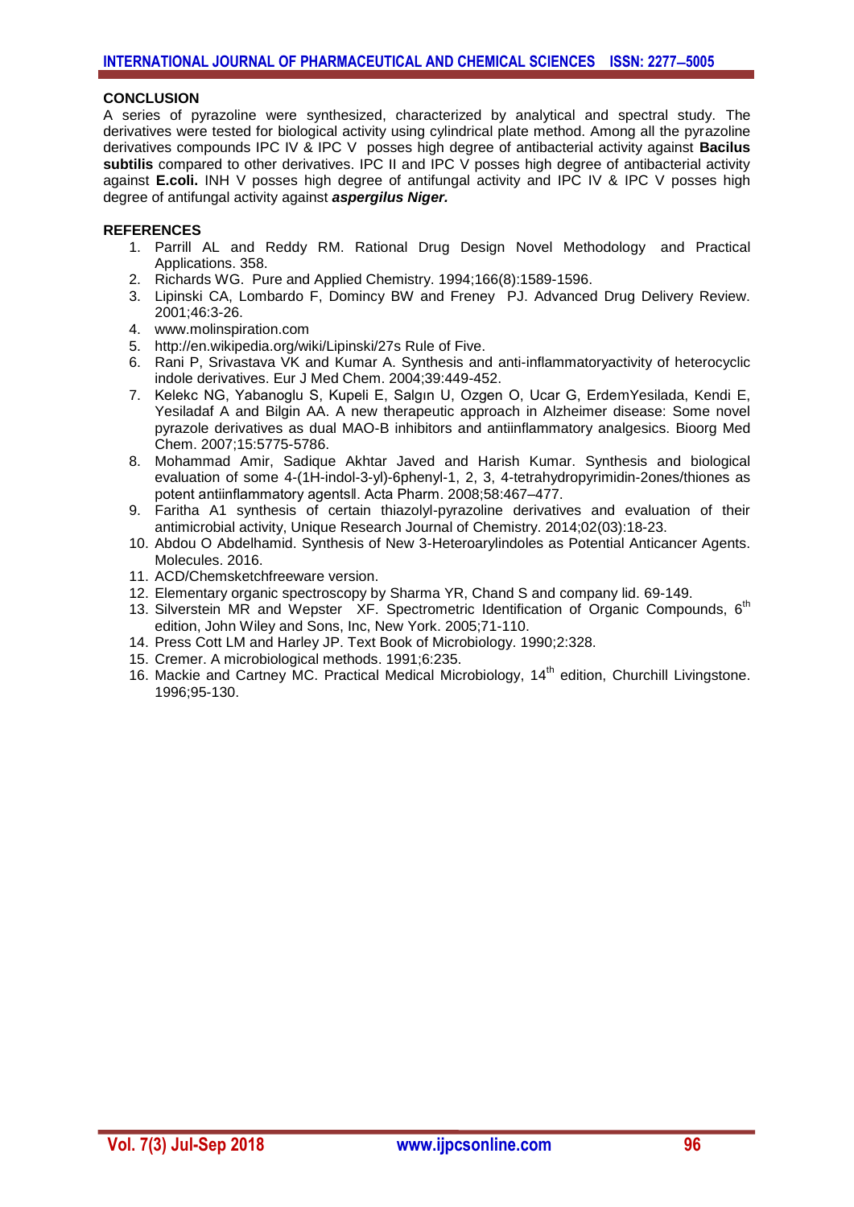## CONCLUSION

A series of pyrazoline were synthesized, characterized by analytical and spectral study. The derivatives were tested for biological activity using cylindrical plate method. Among all the pyrazoline derivatives compounds IPC IV & IPC V posses high degree of antibacterial activity against **Bacilus subtilis** compared to other derivatives. IPC II and IPC V posses high degree of antibacterial activity against **E.coli.** INH V posses high degree of antifungal activity and IPC IV & IPC V posses high degree of antifungal activity against ***aspergilus Niger.***

## REFERENCES

1. Parrill AL and Reddy RM. Rational Drug Design Novel Methodology and Practical Applications. 358.
2. Richards WG. Pure and Applied Chemistry. 1994;166(8):1589-1596.
3. Lipinski CA, Lombardo F, Domincy BW and Freney PJ. Advanced Drug Delivery Review. 2001;46:3-26.
4. www.molinspiration.com
5. http://en.wikipedia.org/wiki/Lipinski/27s Rule of Five.
6. Rani P, Srivastava VK and Kumar A. Synthesis and anti-inflammatoryactivity of heterocyclic indole derivatives. Eur J Med Chem. 2004;39:449-452.
7. Kelekc NG, Yabanoglu S, Kupeli E, Salgın U, Ozgen O, Ucar G, ErdemYesilada, Kendi E, Yesiladaf A and Bilgin AA. A new therapeutic approach in Alzheimer disease: Some novel pyrazole derivatives as dual MAO-B inhibitors and antiinflammatory analgesics. Bioorg Med Chem. 2007;15:5775-5786.
8. Mohammad Amir, Sadique Akhtar Javed and Harish Kumar. Synthesis and biological evaluation of some 4-(1H-indol-3-yl)-6phenyl-1, 2, 3, 4-tetrahydropyrimidin-2ones/thiones as potent antiinflammatory agentsǁ. Acta Pharm. 2008;58:467–477.
9. Faritha A1 synthesis of certain thiazolyl-pyrazoline derivatives and evaluation of their antimicrobial activity, Unique Research Journal of Chemistry. 2014;02(03):18-23.
10. Abdou O Abdelhamid. Synthesis of New 3-Heteroarylindoles as Potential Anticancer Agents. Molecules. 2016.
11. ACD/Chemsketchfreeware version.
12. Elementary organic spectroscopy by Sharma YR, Chand S and company lid. 69-149.
13. Silverstein MR and Wepster XF. Spectrometric Identification of Organic Compounds, 6th edition, John Wiley and Sons, Inc, New York. 2005;71-110.
14. Press Cott LM and Harley JP. Text Book of Microbiology. 1990;2:328.
15. Cremer. A microbiological methods. 1991;6:235.
16. Mackie and Cartney MC. Practical Medical Microbiology, 14th edition, Churchill Livingstone. 1996;95-130.